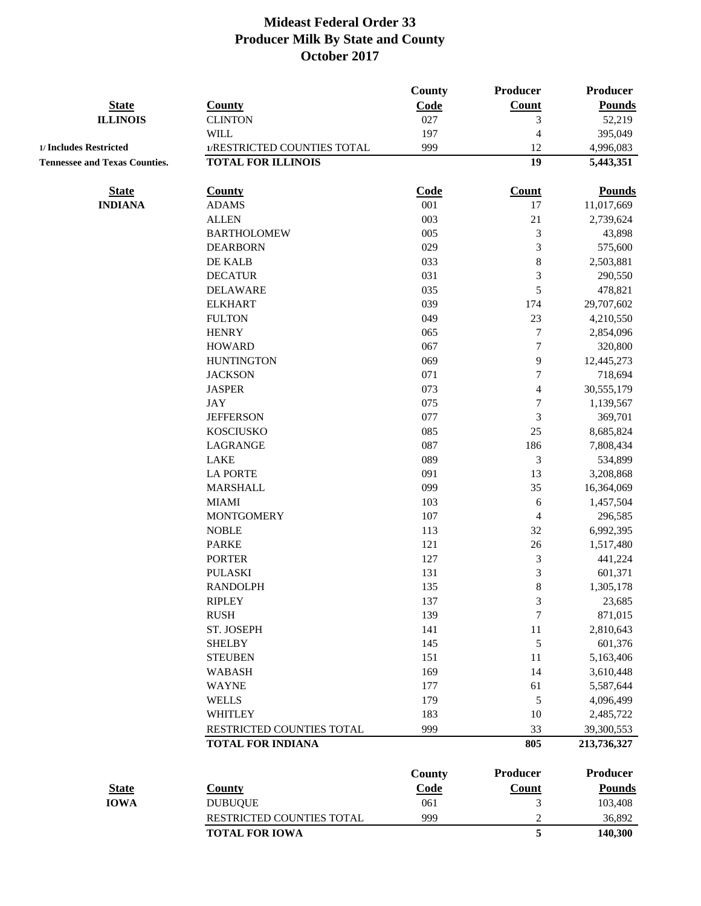# Mideast Federal Order 33
## Producer Milk By State and County
## October 2017

| State | County | County Code | Producer Count | Producer Pounds |
|---|---|---|---|---|
| **ILLINOIS** | CLINTON | 027 | 3 | 52,219 |
| | WILL | 197 | 4 | 395,049 |
| **1/ Includes Restricted** | 1/RESTRICTED COUNTIES TOTAL | 999 | 12 | 4,996,083 |
| **Tennessee and Texas Counties.** | **TOTAL FOR ILLINOIS** | | **19** | **5,443,351** |

| State | County | Code | Count | Pounds |
|---|---|---|---|---|
| **INDIANA** | ADAMS | 001 | 17 | 11,017,669 |
| | ALLEN | 003 | 21 | 2,739,624 |
| | BARTHOLOMEW | 005 | 3 | 43,898 |
| | DEARBORN | 029 | 3 | 575,600 |
| | DE KALB | 033 | 8 | 2,503,881 |
| | DECATUR | 031 | 3 | 290,550 |
| | DELAWARE | 035 | 5 | 478,821 |
| | ELKHART | 039 | 174 | 29,707,602 |
| | FULTON | 049 | 23 | 4,210,550 |
| | HENRY | 065 | 7 | 2,854,096 |
| | HOWARD | 067 | 7 | 320,800 |
| | HUNTINGTON | 069 | 9 | 12,445,273 |
| | JACKSON | 071 | 7 | 718,694 |
| | JASPER | 073 | 4 | 30,555,179 |
| | JAY | 075 | 7 | 1,139,567 |
| | JEFFERSON | 077 | 3 | 369,701 |
| | KOSCIUSKO | 085 | 25 | 8,685,824 |
| | LAGRANGE | 087 | 186 | 7,808,434 |
| | LAKE | 089 | 3 | 534,899 |
| | LA PORTE | 091 | 13 | 3,208,868 |
| | MARSHALL | 099 | 35 | 16,364,069 |
| | MIAMI | 103 | 6 | 1,457,504 |
| | MONTGOMERY | 107 | 4 | 296,585 |
| | NOBLE | 113 | 32 | 6,992,395 |
| | PARKE | 121 | 26 | 1,517,480 |
| | PORTER | 127 | 3 | 441,224 |
| | PULASKI | 131 | 3 | 601,371 |
| | RANDOLPH | 135 | 8 | 1,305,178 |
| | RIPLEY | 137 | 3 | 23,685 |
| | RUSH | 139 | 7 | 871,015 |
| | ST. JOSEPH | 141 | 11 | 2,810,643 |
| | SHELBY | 145 | 5 | 601,376 |
| | STEUBEN | 151 | 11 | 5,163,406 |
| | WABASH | 169 | 14 | 3,610,448 |
| | WAYNE | 177 | 61 | 5,587,644 |
| | WELLS | 179 | 5 | 4,096,499 |
| | WHITLEY | 183 | 10 | 2,485,722 |
| | RESTRICTED COUNTIES TOTAL | 999 | 33 | 39,300,553 |
| | **TOTAL FOR INDIANA** | | **805** | **213,736,327** |

| State | County | County Code | Producer Count | Producer Pounds |
|---|---|---|---|---|
| **IOWA** | DUBUQUE | 061 | 3 | 103,408 |
| | RESTRICTED COUNTIES TOTAL | 999 | 2 | 36,892 |
| | **TOTAL FOR IOWA** | | **5** | **140,300** |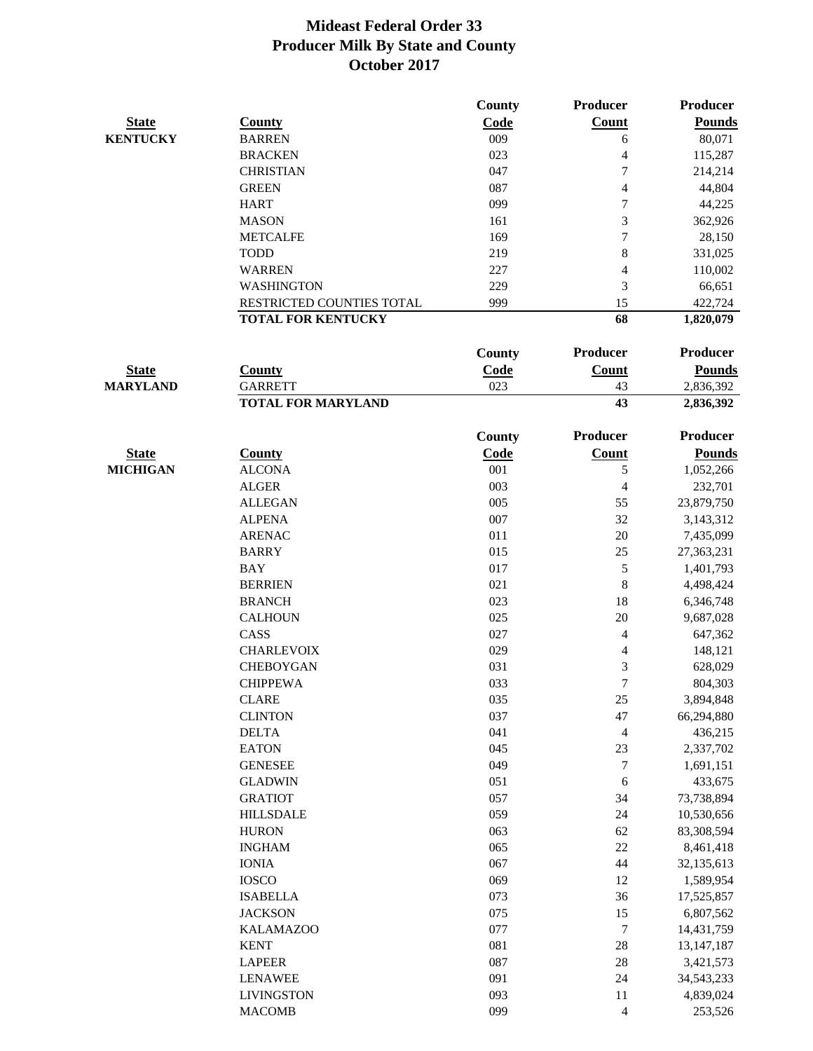# Mideast Federal Order 33
## Producer Milk By State and County
## October 2017

| State | County | County Code | Producer Count | Producer Pounds |
|---|---|---|---|---|
| **KENTUCKY** | BARREN | 009 | 6 | 80,071 |
| | BRACKEN | 023 | 4 | 115,287 |
| | CHRISTIAN | 047 | 7 | 214,214 |
| | GREEN | 087 | 4 | 44,804 |
| | HART | 099 | 7 | 44,225 |
| | MASON | 161 | 3 | 362,926 |
| | METCALFE | 169 | 7 | 28,150 |
| | TODD | 219 | 8 | 331,025 |
| | WARREN | 227 | 4 | 110,002 |
| | WASHINGTON | 229 | 3 | 66,651 |
| | RESTRICTED COUNTIES TOTAL | 999 | 15 | 422,724 |
| | **TOTAL FOR KENTUCKY** | | **68** | **1,820,079** |

| State | County | County Code | Producer Count | Producer Pounds |
|---|---|---|---|---|
| **MARYLAND** | GARRETT | 023 | 43 | 2,836,392 |
| | **TOTAL FOR MARYLAND** | | **43** | **2,836,392** |

| State | County | County Code | Producer Count | Producer Pounds |
|---|---|---|---|---|
| **MICHIGAN** | ALCONA | 001 | 5 | 1,052,266 |
| | ALGER | 003 | 4 | 232,701 |
| | ALLEGAN | 005 | 55 | 23,879,750 |
| | ALPENA | 007 | 32 | 3,143,312 |
| | ARENAC | 011 | 20 | 7,435,099 |
| | BARRY | 015 | 25 | 27,363,231 |
| | BAY | 017 | 5 | 1,401,793 |
| | BERRIEN | 021 | 8 | 4,498,424 |
| | BRANCH | 023 | 18 | 6,346,748 |
| | CALHOUN | 025 | 20 | 9,687,028 |
| | CASS | 027 | 4 | 647,362 |
| | CHARLEVOIX | 029 | 4 | 148,121 |
| | CHEBOYGAN | 031 | 3 | 628,029 |
| | CHIPPEWA | 033 | 7 | 804,303 |
| | CLARE | 035 | 25 | 3,894,848 |
| | CLINTON | 037 | 47 | 66,294,880 |
| | DELTA | 041 | 4 | 436,215 |
| | EATON | 045 | 23 | 2,337,702 |
| | GENESEE | 049 | 7 | 1,691,151 |
| | GLADWIN | 051 | 6 | 433,675 |
| | GRATIOT | 057 | 34 | 73,738,894 |
| | HILLSDALE | 059 | 24 | 10,530,656 |
| | HURON | 063 | 62 | 83,308,594 |
| | INGHAM | 065 | 22 | 8,461,418 |
| | IONIA | 067 | 44 | 32,135,613 |
| | IOSCO | 069 | 12 | 1,589,954 |
| | ISABELLA | 073 | 36 | 17,525,857 |
| | JACKSON | 075 | 15 | 6,807,562 |
| | KALAMAZOO | 077 | 7 | 14,431,759 |
| | KENT | 081 | 28 | 13,147,187 |
| | LAPEER | 087 | 28 | 3,421,573 |
| | LENAWEE | 091 | 24 | 34,543,233 |
| | LIVINGSTON | 093 | 11 | 4,839,024 |
| | MACOMB | 099 | 4 | 253,526 |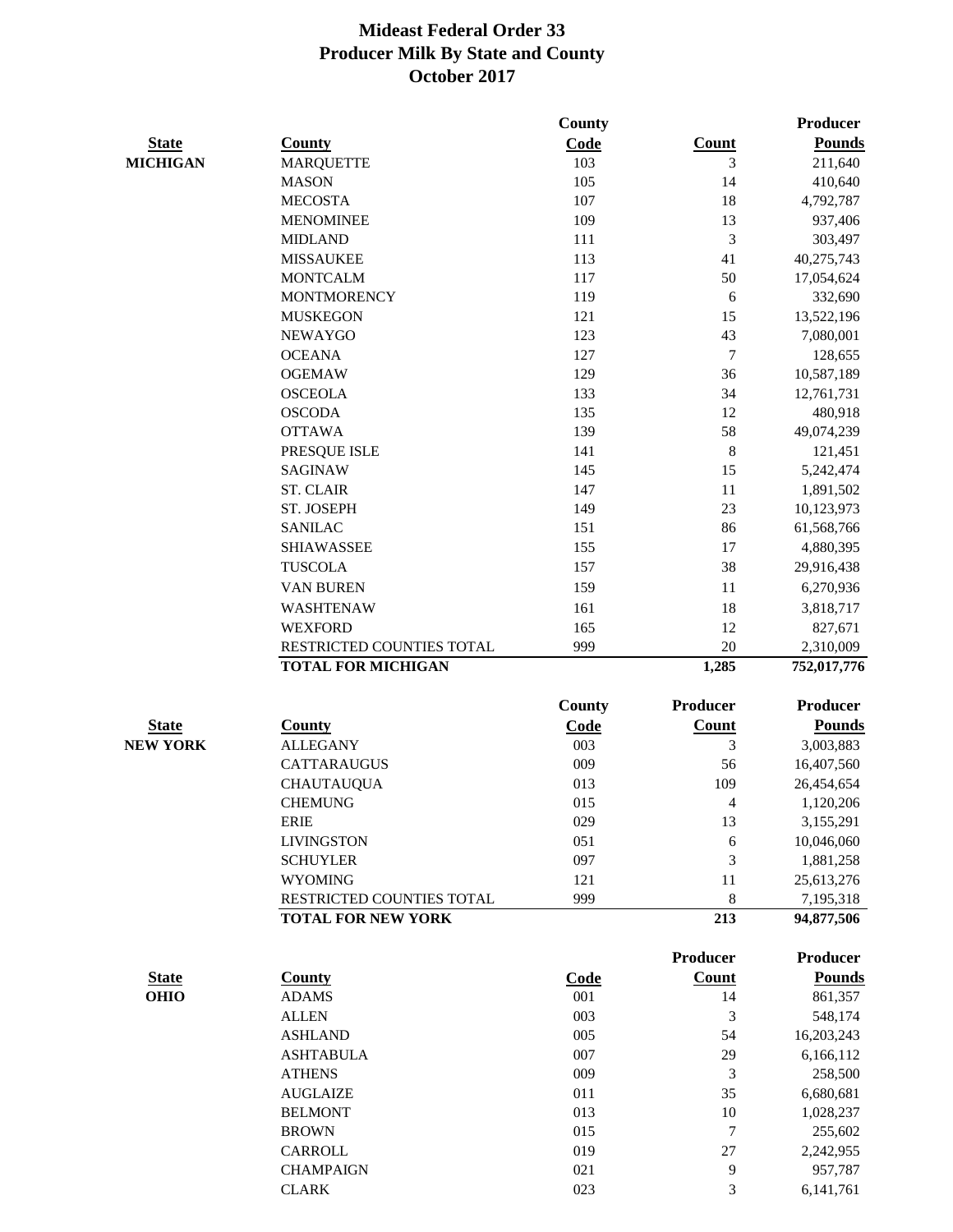# Mideast Federal Order 33
## Producer Milk By State and County
## October 2017

| State | County | County Code | Count | Producer Pounds |
|---|---|---|---|---|
| MICHIGAN | MARQUETTE | 103 | 3 | 211,640 |
| | MASON | 105 | 14 | 410,640 |
| | MECOSTA | 107 | 18 | 4,792,787 |
| | MENOMINEE | 109 | 13 | 937,406 |
| | MIDLAND | 111 | 3 | 303,497 |
| | MISSAUKEE | 113 | 41 | 40,275,743 |
| | MONTCALM | 117 | 50 | 17,054,624 |
| | MONTMORENCY | 119 | 6 | 332,690 |
| | MUSKEGON | 121 | 15 | 13,522,196 |
| | NEWAYGO | 123 | 43 | 7,080,001 |
| | OCEANA | 127 | 7 | 128,655 |
| | OGEMAW | 129 | 36 | 10,587,189 |
| | OSCEOLA | 133 | 34 | 12,761,731 |
| | OSCODA | 135 | 12 | 480,918 |
| | OTTAWA | 139 | 58 | 49,074,239 |
| | PRESQUE ISLE | 141 | 8 | 121,451 |
| | SAGINAW | 145 | 15 | 5,242,474 |
| | ST. CLAIR | 147 | 11 | 1,891,502 |
| | ST. JOSEPH | 149 | 23 | 10,123,973 |
| | SANILAC | 151 | 86 | 61,568,766 |
| | SHIAWASSEE | 155 | 17 | 4,880,395 |
| | TUSCOLA | 157 | 38 | 29,916,438 |
| | VAN BUREN | 159 | 11 | 6,270,936 |
| | WASHTENAW | 161 | 18 | 3,818,717 |
| | WEXFORD | 165 | 12 | 827,671 |
| | RESTRICTED COUNTIES TOTAL | 999 | 20 | 2,310,009 |
| | **TOTAL FOR MICHIGAN** | | **1,285** | **752,017,776** |

| State | County | County Code | Producer Count | Producer Pounds |
|---|---|---|---|---|
| NEW YORK | ALLEGANY | 003 | 3 | 3,003,883 |
| | CATTARAUGUS | 009 | 56 | 16,407,560 |
| | CHAUTAUQUA | 013 | 109 | 26,454,654 |
| | CHEMUNG | 015 | 4 | 1,120,206 |
| | ERIE | 029 | 13 | 3,155,291 |
| | LIVINGSTON | 051 | 6 | 10,046,060 |
| | SCHUYLER | 097 | 3 | 1,881,258 |
| | WYOMING | 121 | 11 | 25,613,276 |
| | RESTRICTED COUNTIES TOTAL | 999 | 8 | 7,195,318 |
| | **TOTAL FOR NEW YORK** | | **213** | **94,877,506** |

| State | County | Code | Producer Count | Producer Pounds |
|---|---|---|---|---|
| OHIO | ADAMS | 001 | 14 | 861,357 |
| | ALLEN | 003 | 3 | 548,174 |
| | ASHLAND | 005 | 54 | 16,203,243 |
| | ASHTABULA | 007 | 29 | 6,166,112 |
| | ATHENS | 009 | 3 | 258,500 |
| | AUGLAIZE | 011 | 35 | 6,680,681 |
| | BELMONT | 013 | 10 | 1,028,237 |
| | BROWN | 015 | 7 | 255,602 |
| | CARROLL | 019 | 27 | 2,242,955 |
| | CHAMPAIGN | 021 | 9 | 957,787 |
| | CLARK | 023 | 3 | 6,141,761 |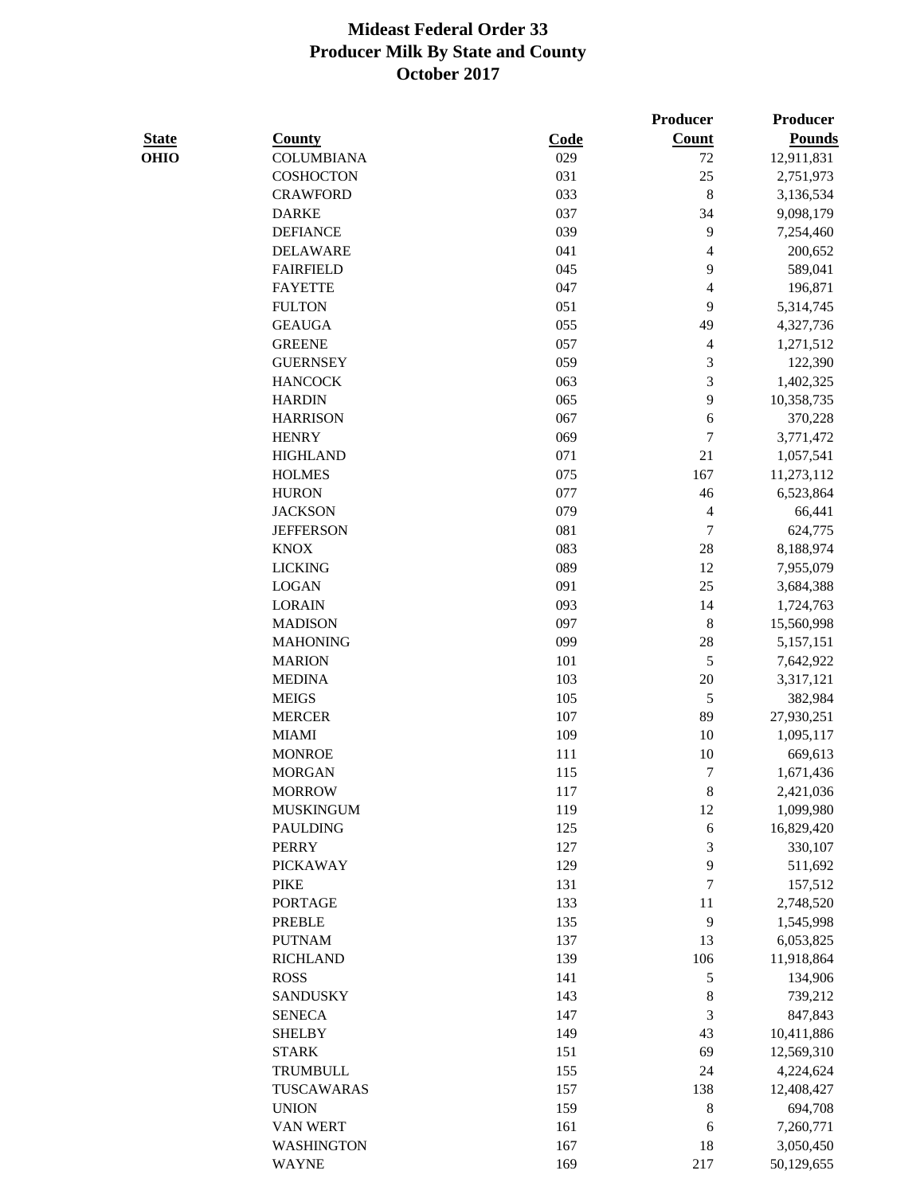# Mideast Federal Order 33
## Producer Milk By State and County
## October 2017

| State | County | Code | Producer Count | Producer Pounds |
|---|---|---|---|---|
| OHIO | COLUMBIANA | 029 | 72 | 12,911,831 |
| | COSHOCTON | 031 | 25 | 2,751,973 |
| | CRAWFORD | 033 | 8 | 3,136,534 |
| | DARKE | 037 | 34 | 9,098,179 |
| | DEFIANCE | 039 | 9 | 7,254,460 |
| | DELAWARE | 041 | 4 | 200,652 |
| | FAIRFIELD | 045 | 9 | 589,041 |
| | FAYETTE | 047 | 4 | 196,871 |
| | FULTON | 051 | 9 | 5,314,745 |
| | GEAUGA | 055 | 49 | 4,327,736 |
| | GREENE | 057 | 4 | 1,271,512 |
| | GUERNSEY | 059 | 3 | 122,390 |
| | HANCOCK | 063 | 3 | 1,402,325 |
| | HARDIN | 065 | 9 | 10,358,735 |
| | HARRISON | 067 | 6 | 370,228 |
| | HENRY | 069 | 7 | 3,771,472 |
| | HIGHLAND | 071 | 21 | 1,057,541 |
| | HOLMES | 075 | 167 | 11,273,112 |
| | HURON | 077 | 46 | 6,523,864 |
| | JACKSON | 079 | 4 | 66,441 |
| | JEFFERSON | 081 | 7 | 624,775 |
| | KNOX | 083 | 28 | 8,188,974 |
| | LICKING | 089 | 12 | 7,955,079 |
| | LOGAN | 091 | 25 | 3,684,388 |
| | LORAIN | 093 | 14 | 1,724,763 |
| | MADISON | 097 | 8 | 15,560,998 |
| | MAHONING | 099 | 28 | 5,157,151 |
| | MARION | 101 | 5 | 7,642,922 |
| | MEDINA | 103 | 20 | 3,317,121 |
| | MEIGS | 105 | 5 | 382,984 |
| | MERCER | 107 | 89 | 27,930,251 |
| | MIAMI | 109 | 10 | 1,095,117 |
| | MONROE | 111 | 10 | 669,613 |
| | MORGAN | 115 | 7 | 1,671,436 |
| | MORROW | 117 | 8 | 2,421,036 |
| | MUSKINGUM | 119 | 12 | 1,099,980 |
| | PAULDING | 125 | 6 | 16,829,420 |
| | PERRY | 127 | 3 | 330,107 |
| | PICKAWAY | 129 | 9 | 511,692 |
| | PIKE | 131 | 7 | 157,512 |
| | PORTAGE | 133 | 11 | 2,748,520 |
| | PREBLE | 135 | 9 | 1,545,998 |
| | PUTNAM | 137 | 13 | 6,053,825 |
| | RICHLAND | 139 | 106 | 11,918,864 |
| | ROSS | 141 | 5 | 134,906 |
| | SANDUSKY | 143 | 8 | 739,212 |
| | SENECA | 147 | 3 | 847,843 |
| | SHELBY | 149 | 43 | 10,411,886 |
| | STARK | 151 | 69 | 12,569,310 |
| | TRUMBULL | 155 | 24 | 4,224,624 |
| | TUSCAWARAS | 157 | 138 | 12,408,427 |
| | UNION | 159 | 8 | 694,708 |
| | VAN WERT | 161 | 6 | 7,260,771 |
| | WASHINGTON | 167 | 18 | 3,050,450 |
| | WAYNE | 169 | 217 | 50,129,655 |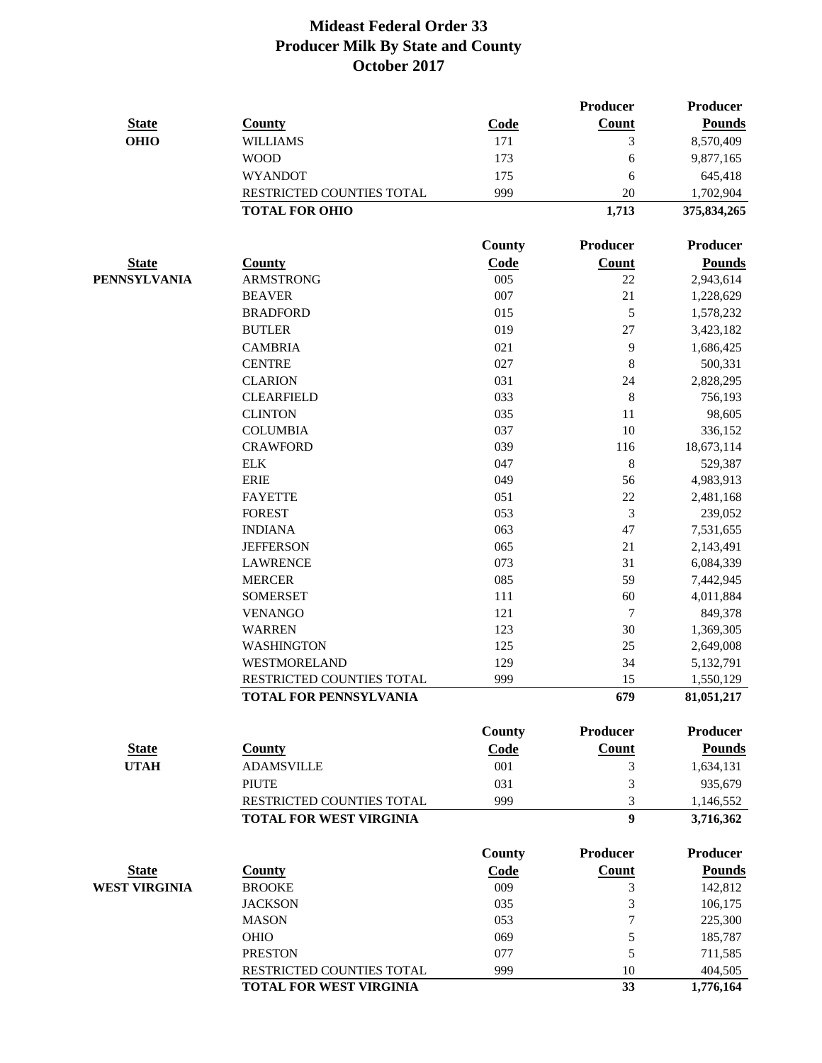# Mideast Federal Order 33
## Producer Milk By State and County
## October 2017

| State | County | Code | Producer Count | Producer Pounds |
|---|---|---|---|---|
| OHIO | WILLIAMS | 171 | 3 | 8,570,409 |
| | WOOD | 173 | 6 | 9,877,165 |
| | WYANDOT | 175 | 6 | 645,418 |
| | RESTRICTED COUNTIES TOTAL | 999 | 20 | 1,702,904 |
| | **TOTAL FOR OHIO** | | **1,713** | **375,834,265** |

| State | County | County Code | Producer Count | Producer Pounds |
|---|---|---|---|---|
| PENNSYLVANIA | ARMSTRONG | 005 | 22 | 2,943,614 |
| | BEAVER | 007 | 21 | 1,228,629 |
| | BRADFORD | 015 | 5 | 1,578,232 |
| | BUTLER | 019 | 27 | 3,423,182 |
| | CAMBRIA | 021 | 9 | 1,686,425 |
| | CENTRE | 027 | 8 | 500,331 |
| | CLARION | 031 | 24 | 2,828,295 |
| | CLEARFIELD | 033 | 8 | 756,193 |
| | CLINTON | 035 | 11 | 98,605 |
| | COLUMBIA | 037 | 10 | 336,152 |
| | CRAWFORD | 039 | 116 | 18,673,114 |
| | ELK | 047 | 8 | 529,387 |
| | ERIE | 049 | 56 | 4,983,913 |
| | FAYETTE | 051 | 22 | 2,481,168 |
| | FOREST | 053 | 3 | 239,052 |
| | INDIANA | 063 | 47 | 7,531,655 |
| | JEFFERSON | 065 | 21 | 2,143,491 |
| | LAWRENCE | 073 | 31 | 6,084,339 |
| | MERCER | 085 | 59 | 7,442,945 |
| | SOMERSET | 111 | 60 | 4,011,884 |
| | VENANGO | 121 | 7 | 849,378 |
| | WARREN | 123 | 30 | 1,369,305 |
| | WASHINGTON | 125 | 25 | 2,649,008 |
| | WESTMORELAND | 129 | 34 | 5,132,791 |
| | RESTRICTED COUNTIES TOTAL | 999 | 15 | 1,550,129 |
| | **TOTAL FOR PENNSYLVANIA** | | **679** | **81,051,217** |

| State | County | County Code | Producer Count | Producer Pounds |
|---|---|---|---|---|
| UTAH | ADAMSVILLE | 001 | 3 | 1,634,131 |
| | PIUTE | 031 | 3 | 935,679 |
| | RESTRICTED COUNTIES TOTAL | 999 | 3 | 1,146,552 |
| | **TOTAL FOR WEST VIRGINIA** | | **9** | **3,716,362** |

| State | County | County Code | Producer Count | Producer Pounds |
|---|---|---|---|---|
| WEST VIRGINIA | BROOKE | 009 | 3 | 142,812 |
| | JACKSON | 035 | 3 | 106,175 |
| | MASON | 053 | 7 | 225,300 |
| | OHIO | 069 | 5 | 185,787 |
| | PRESTON | 077 | 5 | 711,585 |
| | RESTRICTED COUNTIES TOTAL | 999 | 10 | 404,505 |
| | **TOTAL FOR WEST VIRGINIA** | | **33** | **1,776,164** |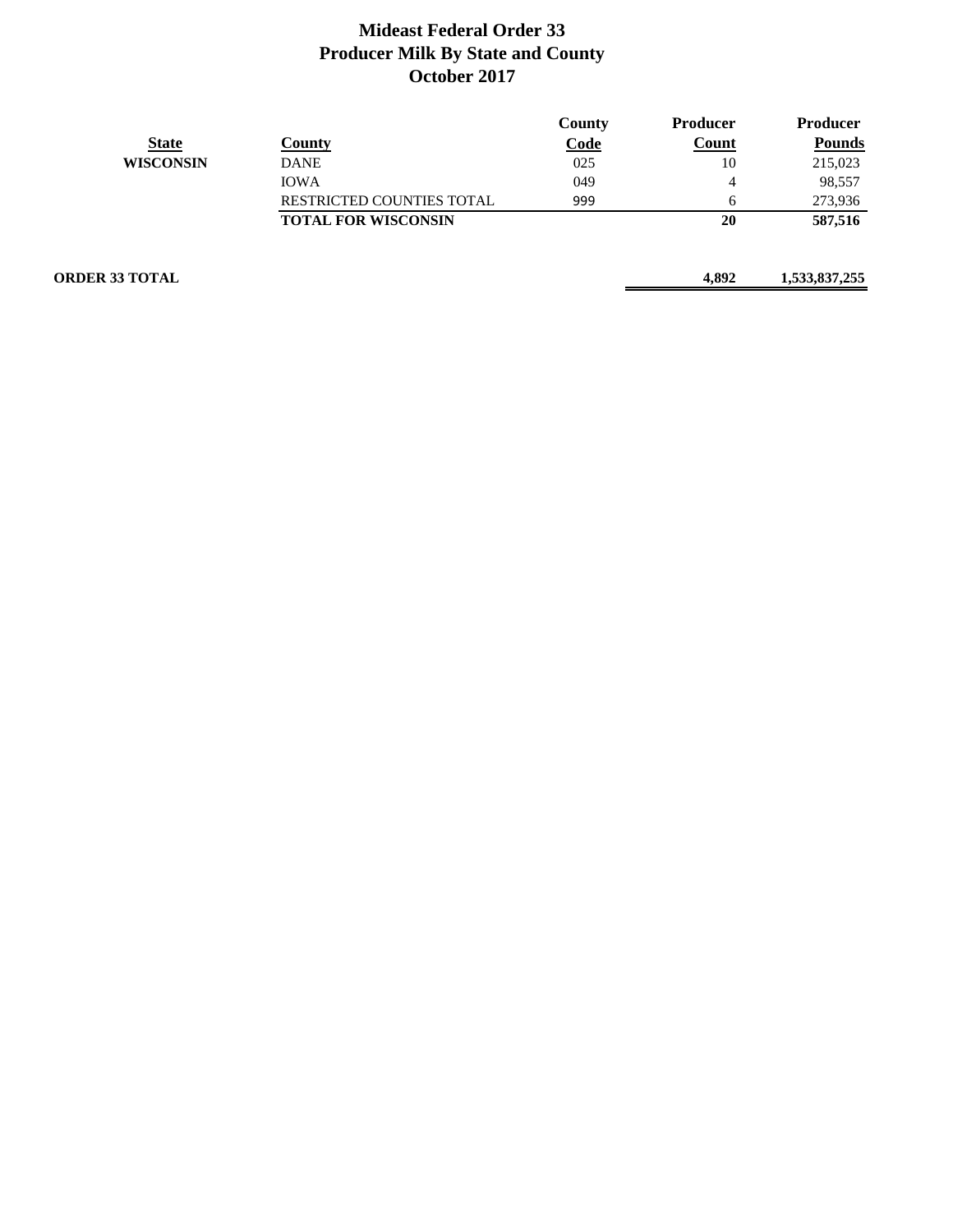# Mideast Federal Order 33
## Producer Milk By State and County
## October 2017

| State | County | County Code | Producer Count | Producer Pounds |
|---|---|---|---|---|
| **WISCONSIN** | DANE | 025 | 10 | 215,023 |
| | IOWA | 049 | 4 | 98,557 |
| | RESTRICTED COUNTIES TOTAL | 999 | 6 | 273,936 |
| | **TOTAL FOR WISCONSIN** | | **20** | **587,516** |
| **ORDER 33 TOTAL** | | | **4,892** | **1,533,837,255** |